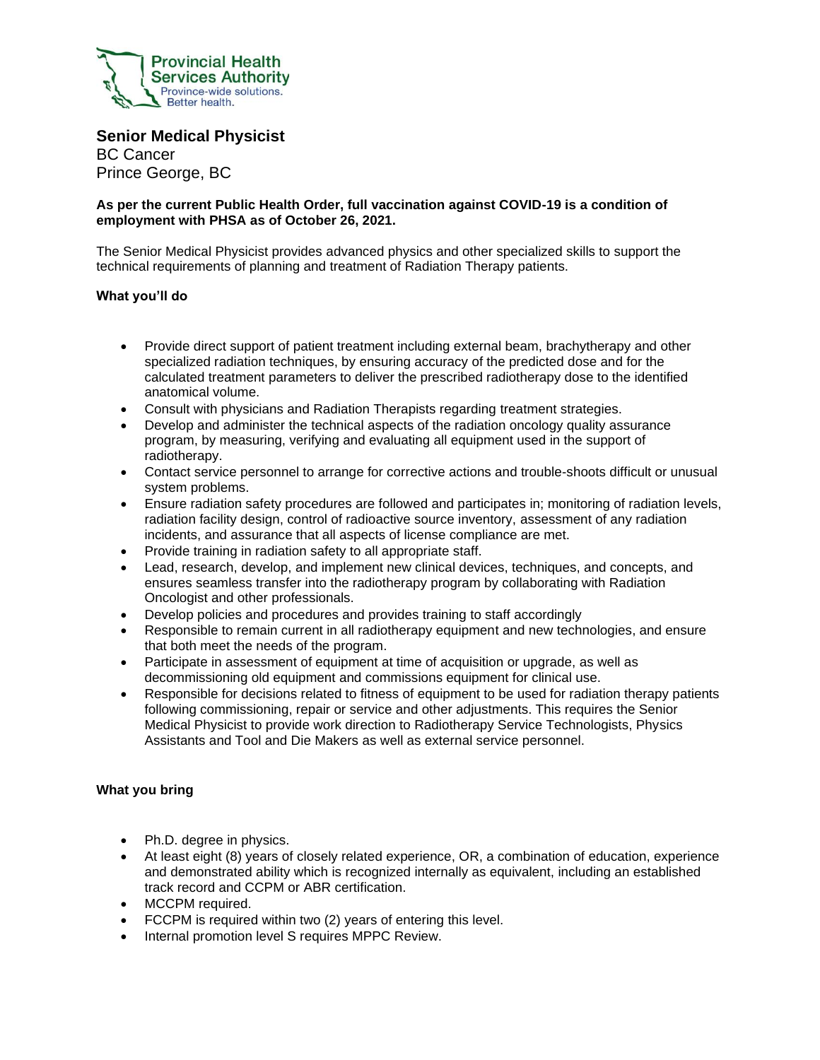Provincial Health Services Authority
Province-wide solutions. Better health.

# Senior Medical Physicist

BC Cancer
Prince George, BC

**As per the current Public Health Order, full vaccination against COVID-19 is a condition of employment with PHSA as of October 26, 2021.**

The Senior Medical Physicist provides advanced physics and other specialized skills to support the technical requirements of planning and treatment of Radiation Therapy patients.

## What you'll do

- Provide direct support of patient treatment including external beam, brachytherapy and other specialized radiation techniques, by ensuring accuracy of the predicted dose and for the calculated treatment parameters to deliver the prescribed radiotherapy dose to the identified anatomical volume.
- Consult with physicians and Radiation Therapists regarding treatment strategies.
- Develop and administer the technical aspects of the radiation oncology quality assurance program, by measuring, verifying and evaluating all equipment used in the support of radiotherapy.
- Contact service personnel to arrange for corrective actions and trouble-shoots difficult or unusual system problems.
- Ensure radiation safety procedures are followed and participates in; monitoring of radiation levels, radiation facility design, control of radioactive source inventory, assessment of any radiation incidents, and assurance that all aspects of license compliance are met.
- Provide training in radiation safety to all appropriate staff.
- Lead, research, develop, and implement new clinical devices, techniques, and concepts, and ensures seamless transfer into the radiotherapy program by collaborating with Radiation Oncologist and other professionals.
- Develop policies and procedures and provides training to staff accordingly
- Responsible to remain current in all radiotherapy equipment and new technologies, and ensure that both meet the needs of the program.
- Participate in assessment of equipment at time of acquisition or upgrade, as well as decommissioning old equipment and commissions equipment for clinical use.
- Responsible for decisions related to fitness of equipment to be used for radiation therapy patients following commissioning, repair or service and other adjustments. This requires the Senior Medical Physicist to provide work direction to Radiotherapy Service Technologists, Physics Assistants and Tool and Die Makers as well as external service personnel.

## What you bring

- Ph.D. degree in physics.
- At least eight (8) years of closely related experience, OR, a combination of education, experience and demonstrated ability which is recognized internally as equivalent, including an established track record and CCPM or ABR certification.
- MCCPM required.
- FCCPM is required within two (2) years of entering this level.
- Internal promotion level S requires MPPC Review.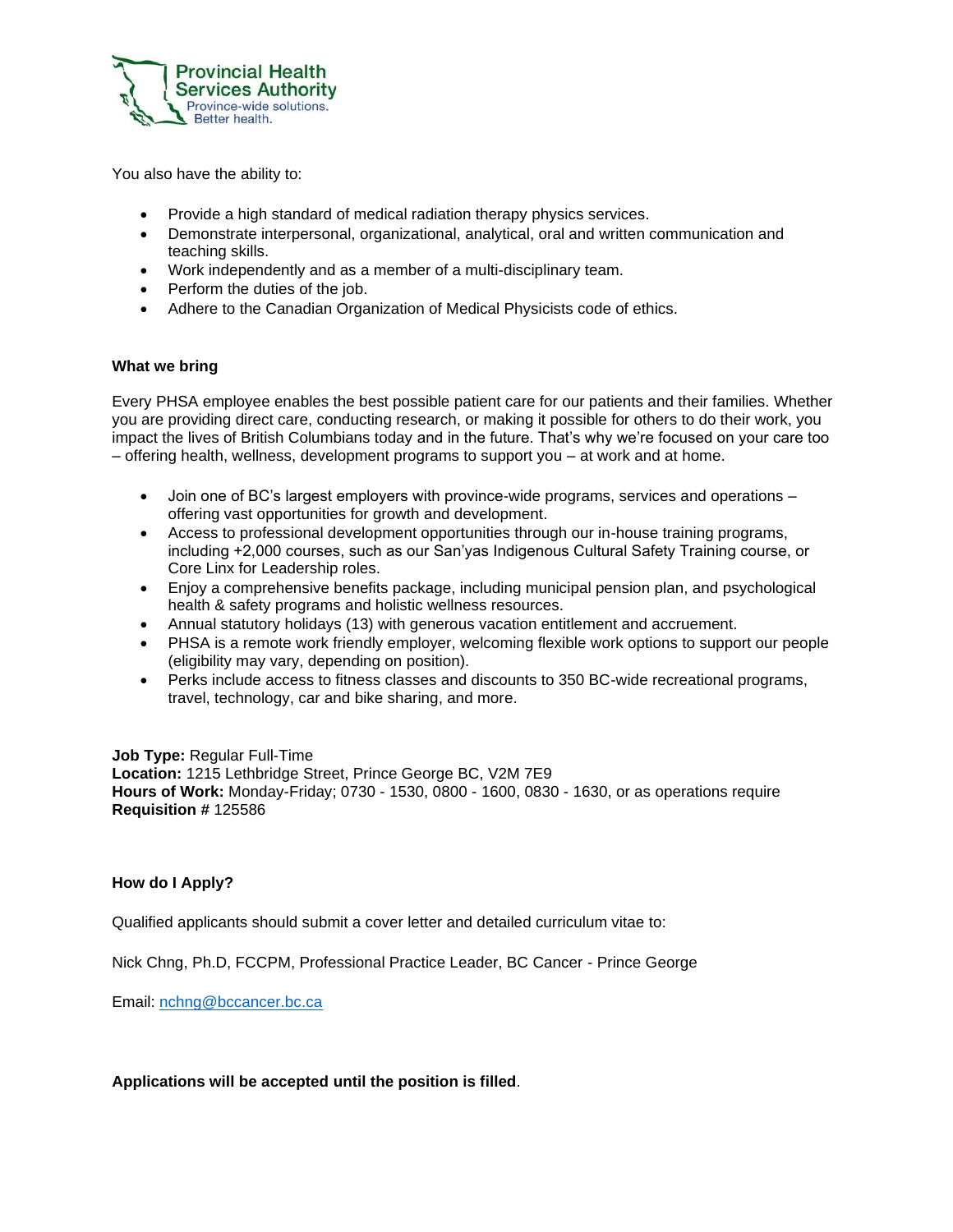You also have the ability to:

- Provide a high standard of medical radiation therapy physics services.
- Demonstrate interpersonal, organizational, analytical, oral and written communication and teaching skills.
- Work independently and as a member of a multi-disciplinary team.
- Perform the duties of the job.
- Adhere to the Canadian Organization of Medical Physicists code of ethics.

**What we bring**

Every PHSA employee enables the best possible patient care for our patients and their families. Whether you are providing direct care, conducting research, or making it possible for others to do their work, you impact the lives of British Columbians today and in the future. That's why we're focused on your care too – offering health, wellness, development programs to support you – at work and at home.

- Join one of BC's largest employers with province-wide programs, services and operations – offering vast opportunities for growth and development.
- Access to professional development opportunities through our in-house training programs, including +2,000 courses, such as our San'yas Indigenous Cultural Safety Training course, or Core Linx for Leadership roles.
- Enjoy a comprehensive benefits package, including municipal pension plan, and psychological health & safety programs and holistic wellness resources.
- Annual statutory holidays (13) with generous vacation entitlement and accruement.
- PHSA is a remote work friendly employer, welcoming flexible work options to support our people (eligibility may vary, depending on position).
- Perks include access to fitness classes and discounts to 350 BC-wide recreational programs, travel, technology, car and bike sharing, and more.

**Job Type:** Regular Full-Time
**Location:** 1215 Lethbridge Street, Prince George BC, V2M 7E9
**Hours of Work:** Monday-Friday; 0730 - 1530, 0800 - 1600, 0830 - 1630, or as operations require
**Requisition #** 125586

**How do I Apply?**

Qualified applicants should submit a cover letter and detailed curriculum vitae to:

Nick Chng, Ph.D, FCCPM, Professional Practice Leader, BC Cancer - Prince George

Email: nchng@bccancer.bc.ca

**Applications will be accepted until the position is filled**.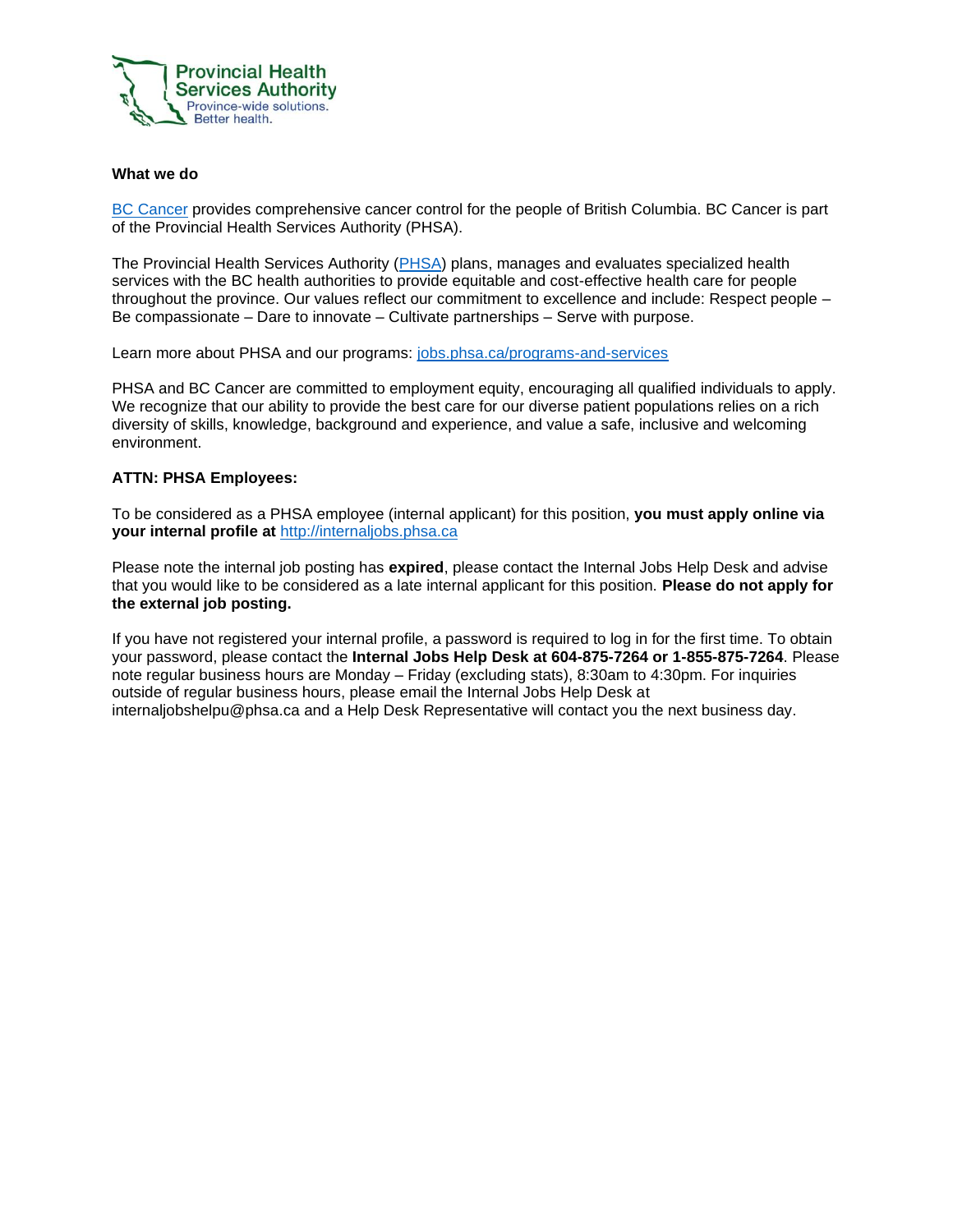**What we do**

BC Cancer provides comprehensive cancer control for the people of British Columbia. BC Cancer is part of the Provincial Health Services Authority (PHSA).

The Provincial Health Services Authority (PHSA) plans, manages and evaluates specialized health services with the BC health authorities to provide equitable and cost-effective health care for people throughout the province. Our values reflect our commitment to excellence and include: Respect people – Be compassionate – Dare to innovate – Cultivate partnerships – Serve with purpose.

Learn more about PHSA and our programs: jobs.phsa.ca/programs-and-services

PHSA and BC Cancer are committed to employment equity, encouraging all qualified individuals to apply. We recognize that our ability to provide the best care for our diverse patient populations relies on a rich diversity of skills, knowledge, background and experience, and value a safe, inclusive and welcoming environment.

**ATTN: PHSA Employees:**

To be considered as a PHSA employee (internal applicant) for this position, **you must apply online via your internal profile at** http://internaljobs.phsa.ca

Please note the internal job posting has **expired**, please contact the Internal Jobs Help Desk and advise that you would like to be considered as a late internal applicant for this position. **Please do not apply for the external job posting.**

If you have not registered your internal profile, a password is required to log in for the first time. To obtain your password, please contact the **Internal Jobs Help Desk at 604-875-7264 or 1-855-875-7264**. Please note regular business hours are Monday – Friday (excluding stats), 8:30am to 4:30pm. For inquiries outside of regular business hours, please email the Internal Jobs Help Desk at internaljobshelpu@phsa.ca and a Help Desk Representative will contact you the next business day.